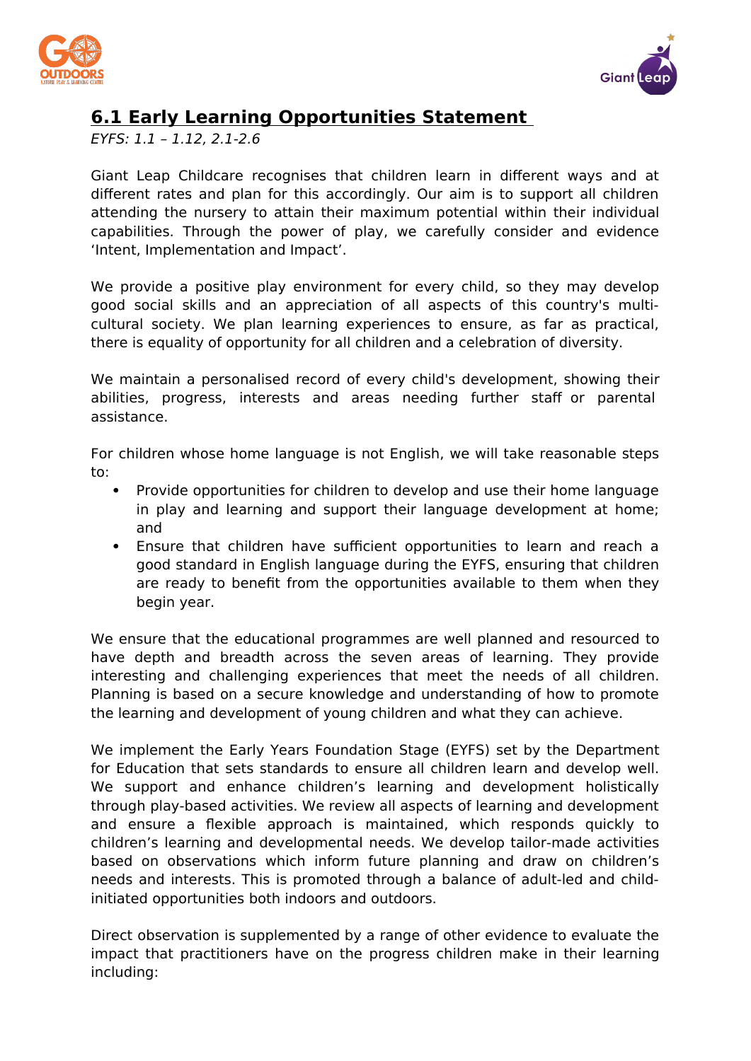## 6.1 Early Learning Opportunities Statement

*EYFS: 1.1 – 1.12, 2.1-2.6*

Giant Leap Childcare recognises that children learn in different ways and at different rates and plan for this accordingly. Our aim is to support all children attending the nursery to attain their maximum potential within their individual capabilities. Through the power of play, we carefully consider and evidence 'Intent, Implementation and Impact'.

We provide a positive play environment for every child, so they may develop good social skills and an appreciation of all aspects of this country's multi-cultural society. We plan learning experiences to ensure, as far as practical, there is equality of opportunity for all children and a celebration of diversity.

We maintain a personalised record of every child's development, showing their abilities, progress, interests and areas needing further staff or parental assistance.

For children whose home language is not English, we will take reasonable steps to:

- Provide opportunities for children to develop and use their home language in play and learning and support their language development at home; and
- Ensure that children have sufficient opportunities to learn and reach a good standard in English language during the EYFS, ensuring that children are ready to benefit from the opportunities available to them when they begin year.

We ensure that the educational programmes are well planned and resourced to have depth and breadth across the seven areas of learning. They provide interesting and challenging experiences that meet the needs of all children. Planning is based on a secure knowledge and understanding of how to promote the learning and development of young children and what they can achieve.

We implement the Early Years Foundation Stage (EYFS) set by the Department for Education that sets standards to ensure all children learn and develop well. We support and enhance children's learning and development holistically through play-based activities. We review all aspects of learning and development and ensure a flexible approach is maintained, which responds quickly to children's learning and developmental needs. We develop tailor-made activities based on observations which inform future planning and draw on children's needs and interests. This is promoted through a balance of adult-led and child-initiated opportunities both indoors and outdoors.

Direct observation is supplemented by a range of other evidence to evaluate the impact that practitioners have on the progress children make in their learning including: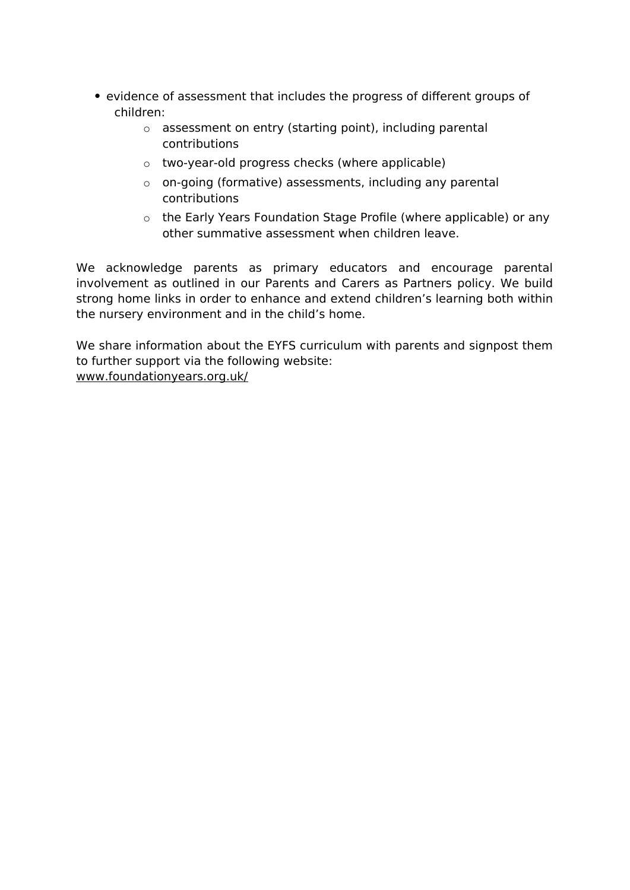- evidence of assessment that includes the progress of different groups of children:
    - assessment on entry (starting point), including parental contributions
    - two-year-old progress checks (where applicable)
    - on-going (formative) assessments, including any parental contributions
    - the Early Years Foundation Stage Profile (where applicable) or any other summative assessment when children leave.

We acknowledge parents as primary educators and encourage parental involvement as outlined in our Parents and Carers as Partners policy. We build strong home links in order to enhance and extend children's learning both within the nursery environment and in the child's home.

We share information about the EYFS curriculum with parents and signpost them to further support via the following website:
www.foundationyears.org.uk/